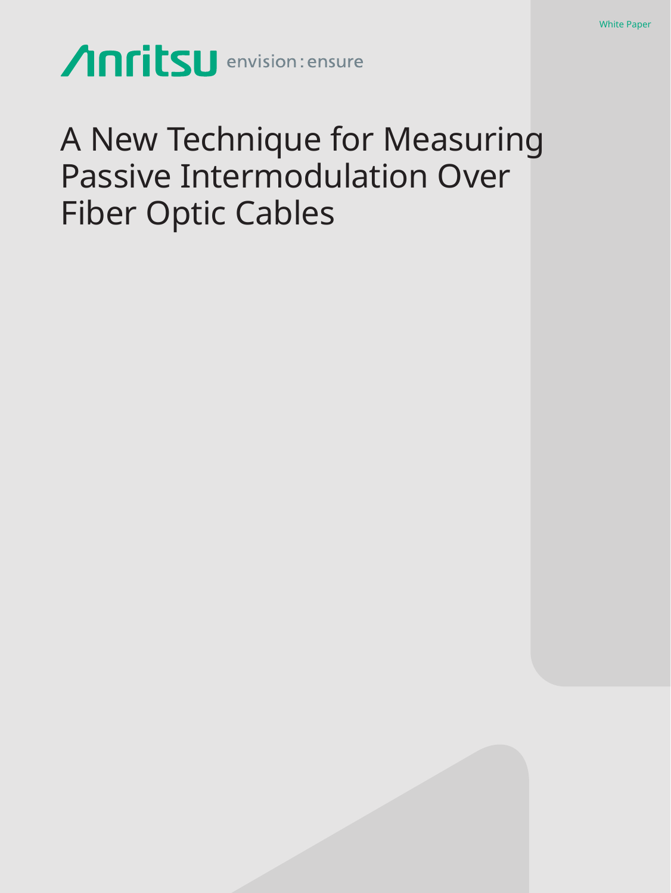White Paper

Anritsu envision : ensure

# A New Technique for Measuring Passive Intermodulation Over Fiber Optic Cables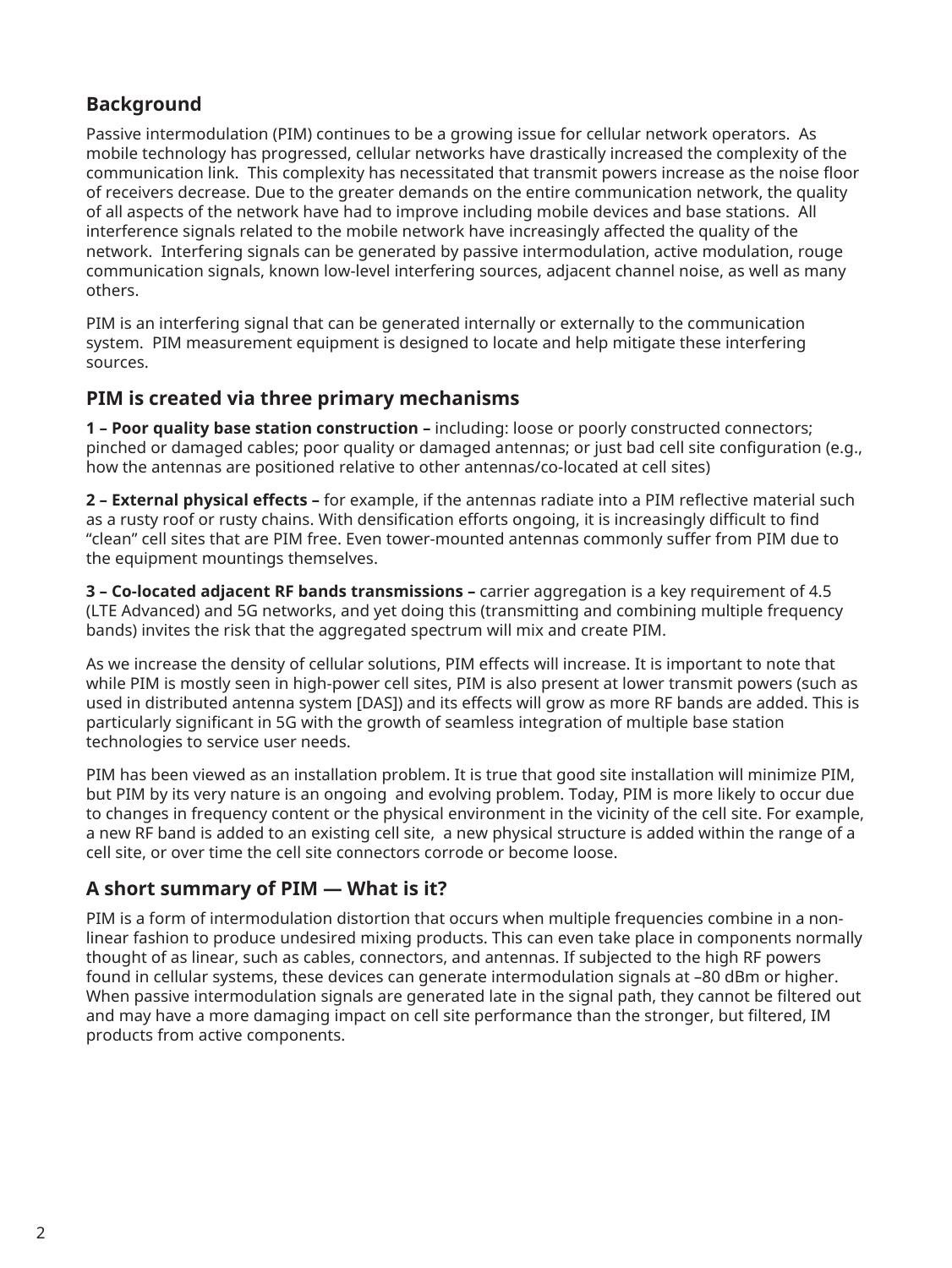## Background

Passive intermodulation (PIM) continues to be a growing issue for cellular network operators.  As mobile technology has progressed, cellular networks have drastically increased the complexity of the communication link.  This complexity has necessitated that transmit powers increase as the noise floor of receivers decrease. Due to the greater demands on the entire communication network, the quality of all aspects of the network have had to improve including mobile devices and base stations.  All interference signals related to the mobile network have increasingly affected the quality of the network.  Interfering signals can be generated by passive intermodulation, active modulation, rouge communication signals, known low-level interfering sources, adjacent channel noise, as well as many others.

PIM is an interfering signal that can be generated internally or externally to the communication system.  PIM measurement equipment is designed to locate and help mitigate these interfering sources.

## PIM is created via three primary mechanisms

**1 – Poor quality base station construction –** including: loose or poorly constructed connectors; pinched or damaged cables; poor quality or damaged antennas; or just bad cell site configuration (e.g., how the antennas are positioned relative to other antennas/co-located at cell sites)

**2 – External physical effects –** for example, if the antennas radiate into a PIM reflective material such as a rusty roof or rusty chains. With densification efforts ongoing, it is increasingly difficult to find “clean” cell sites that are PIM free. Even tower-mounted antennas commonly suffer from PIM due to the equipment mountings themselves.

**3 – Co-located adjacent RF bands transmissions –** carrier aggregation is a key requirement of 4.5 (LTE Advanced) and 5G networks, and yet doing this (transmitting and combining multiple frequency bands) invites the risk that the aggregated spectrum will mix and create PIM.

As we increase the density of cellular solutions, PIM effects will increase. It is important to note that while PIM is mostly seen in high-power cell sites, PIM is also present at lower transmit powers (such as used in distributed antenna system [DAS]) and its effects will grow as more RF bands are added. This is particularly significant in 5G with the growth of seamless integration of multiple base station technologies to service user needs.

PIM has been viewed as an installation problem. It is true that good site installation will minimize PIM, but PIM by its very nature is an ongoing  and evolving problem. Today, PIM is more likely to occur due to changes in frequency content or the physical environment in the vicinity of the cell site. For example, a new RF band is added to an existing cell site,  a new physical structure is added within the range of a cell site, or over time the cell site connectors corrode or become loose.

## A short summary of PIM — What is it?

PIM is a form of intermodulation distortion that occurs when multiple frequencies combine in a non-linear fashion to produce undesired mixing products. This can even take place in components normally thought of as linear, such as cables, connectors, and antennas. If subjected to the high RF powers found in cellular systems, these devices can generate intermodulation signals at –80 dBm or higher. When passive intermodulation signals are generated late in the signal path, they cannot be filtered out and may have a more damaging impact on cell site performance than the stronger, but filtered, IM products from active components.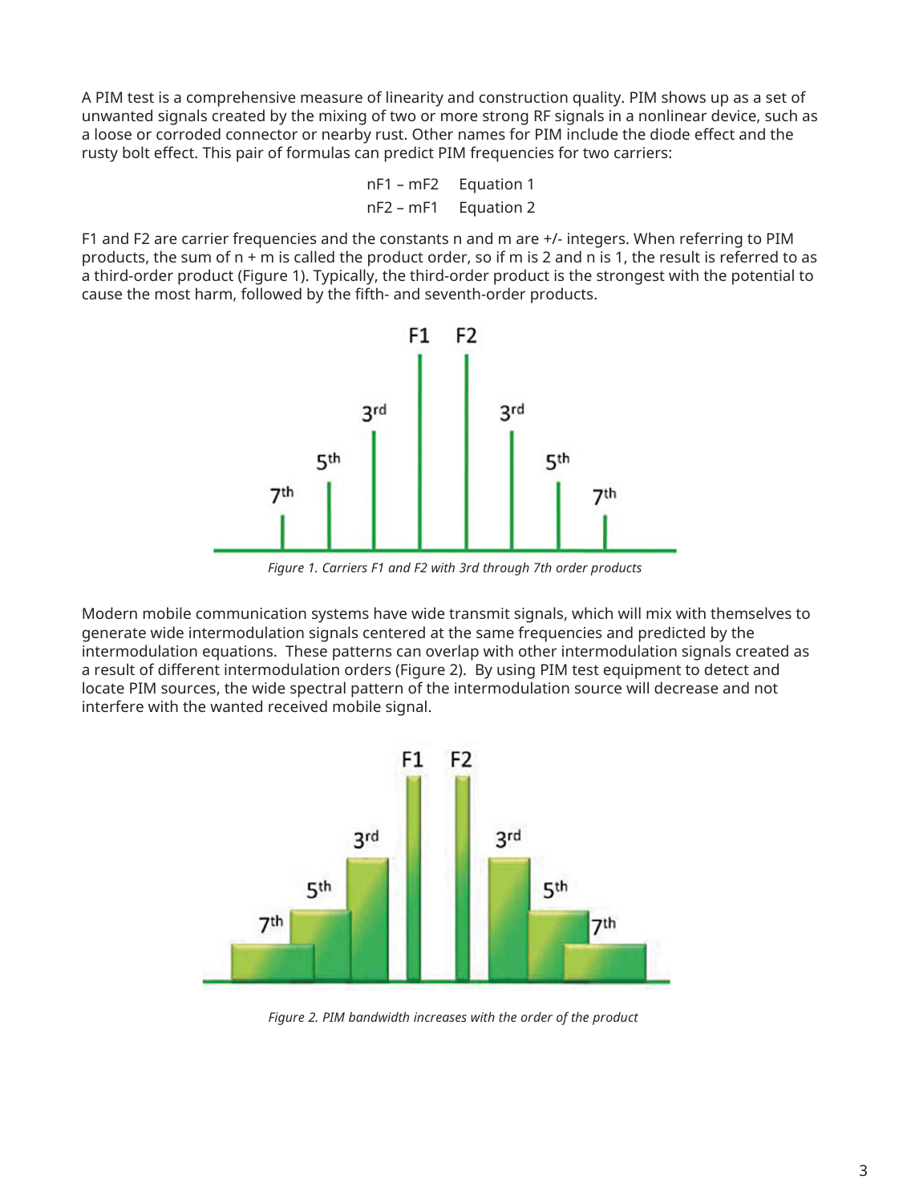A PIM test is a comprehensive measure of linearity and construction quality. PIM shows up as a set of unwanted signals created by the mixing of two or more strong RF signals in a nonlinear device, such as a loose or corroded connector or nearby rust. Other names for PIM include the diode effect and the rusty bolt effect. This pair of formulas can predict PIM frequencies for two carriers:

$$nF1 - mF2 \quad \text{Equation 1}$$

$$nF2 - mF1 \quad \text{Equation 2}$$

F1 and F2 are carrier frequencies and the constants n and m are +/- integers. When referring to PIM products, the sum of n + m is called the product order, so if m is 2 and n is 1, the result is referred to as a third-order product (Figure 1). Typically, the third-order product is the strongest with the potential to cause the most harm, followed by the fifth- and seventh-order products.

*Figure 1. Carriers F1 and F2 with 3rd through 7th order products*

Modern mobile communication systems have wide transmit signals, which will mix with themselves to generate wide intermodulation signals centered at the same frequencies and predicted by the intermodulation equations. These patterns can overlap with other intermodulation signals created as a result of different intermodulation orders (Figure 2). By using PIM test equipment to detect and locate PIM sources, the wide spectral pattern of the intermodulation source will decrease and not interfere with the wanted received mobile signal.

*Figure 2. PIM bandwidth increases with the order of the product*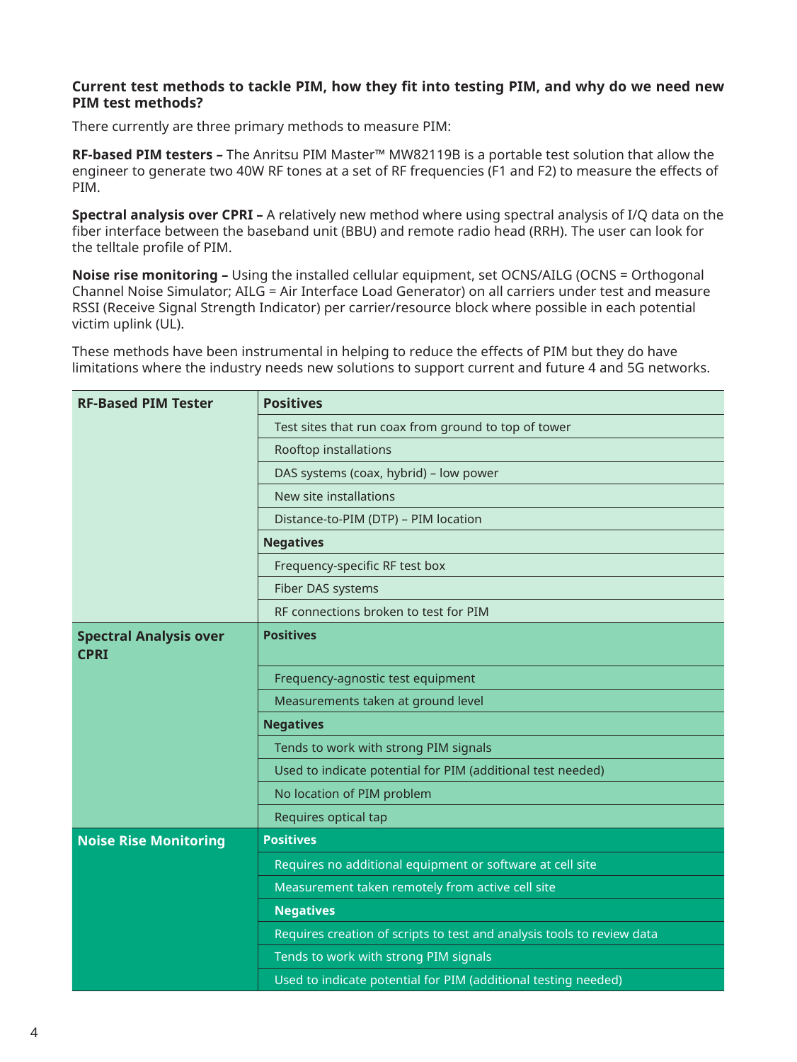**Current test methods to tackle PIM, how they fit into testing PIM, and why do we need new PIM test methods?**

There currently are three primary methods to measure PIM:

**RF-based PIM testers –** The Anritsu PIM Master™ MW82119B is a portable test solution that allow the engineer to generate two 40W RF tones at a set of RF frequencies (F1 and F2) to measure the effects of PIM.

**Spectral analysis over CPRI –** A relatively new method where using spectral analysis of I/Q data on the fiber interface between the baseband unit (BBU) and remote radio head (RRH). The user can look for the telltale profile of PIM.

**Noise rise monitoring –** Using the installed cellular equipment, set OCNS/AILG (OCNS = Orthogonal Channel Noise Simulator; AILG = Air Interface Load Generator) on all carriers under test and measure RSSI (Receive Signal Strength Indicator) per carrier/resource block where possible in each potential victim uplink (UL).

These methods have been instrumental in helping to reduce the effects of PIM but they do have limitations where the industry needs new solutions to support current and future 4 and 5G networks.

| Method | |
|---|---|
| **RF-Based PIM Tester** | **Positives** |
| | Test sites that run coax from ground to top of tower |
| | Rooftop installations |
| | DAS systems (coax, hybrid) – low power |
| | New site installations |
| | Distance-to-PIM (DTP) – PIM location |
| | **Negatives** |
| | Frequency-specific RF test box |
| | Fiber DAS systems |
| | RF connections broken to test for PIM |
| **Spectral Analysis over CPRI** | **Positives** |
| | Frequency-agnostic test equipment |
| | Measurements taken at ground level |
| | **Negatives** |
| | Tends to work with strong PIM signals |
| | Used to indicate potential for PIM (additional test needed) |
| | No location of PIM problem |
| | Requires optical tap |
| **Noise Rise Monitoring** | **Positives** |
| | Requires no additional equipment or software at cell site |
| | Measurement taken remotely from active cell site |
| | **Negatives** |
| | Requires creation of scripts to test and analysis tools to review data |
| | Tends to work with strong PIM signals |
| | Used to indicate potential for PIM (additional testing needed) |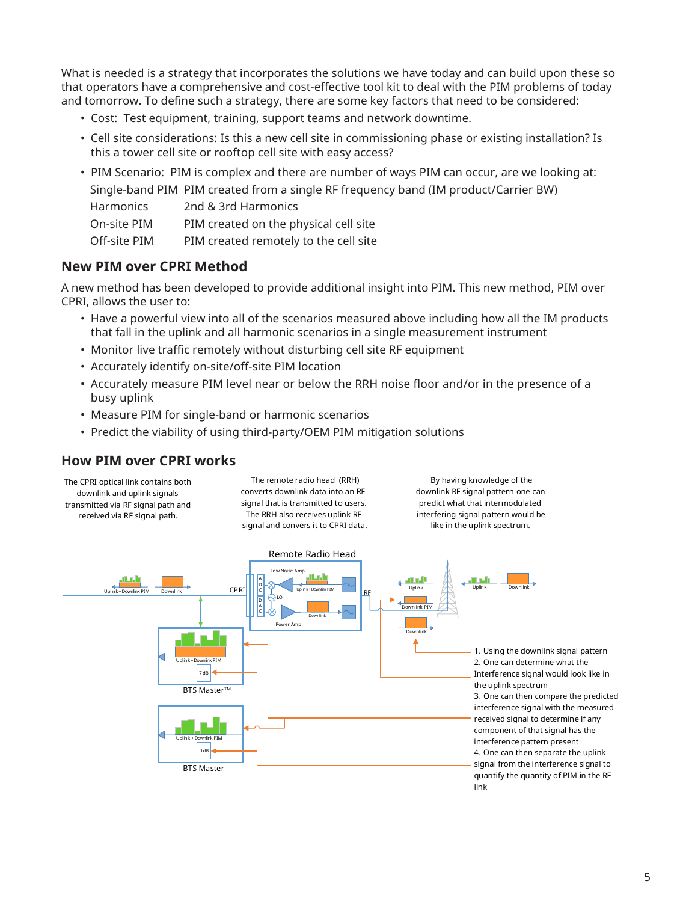What is needed is a strategy that incorporates the solutions we have today and can build upon these so that operators have a comprehensive and cost-effective tool kit to deal with the PIM problems of today and tomorrow. To define such a strategy, there are some key factors that need to be considered:

- Cost:  Test equipment, training, support teams and network downtime.
- Cell site considerations: Is this a new cell site in commissioning phase or existing installation? Is this a tower cell site or rooftop cell site with easy access?
- PIM Scenario:  PIM is complex and there are number of ways PIM can occur, are we looking at:

| | |
|---|---|
| Single-band PIM | PIM created from a single RF frequency band (IM product/Carrier BW) |
| Harmonics | 2nd & 3rd Harmonics |
| On-site PIM | PIM created on the physical cell site |
| Off-site PIM | PIM created remotely to the cell site |

## New PIM over CPRI Method

A new method has been developed to provide additional insight into PIM. This new method, PIM over CPRI, allows the user to:

- Have a powerful view into all of the scenarios measured above including how all the IM products that fall in the uplink and all harmonic scenarios in a single measurement instrument
- Monitor live traffic remotely without disturbing cell site RF equipment
- Accurately identify on-site/off-site PIM location
- Accurately measure PIM level near or below the RRH noise floor and/or in the presence of a busy uplink
- Measure PIM for single-band or harmonic scenarios
- Predict the viability of using third-party/OEM PIM mitigation solutions

## How PIM over CPRI works

The CPRI optical link contains both downlink and uplink signals transmitted via RF signal path and received via RF signal path.

The remote radio head (RRH) converts downlink data into an RF signal that is transmitted to users. The RRH also receives uplink RF signal and convers it to CPRI data.

By having knowledge of the downlink RF signal pattern-one can predict what that intermodulated interfering signal pattern would be like in the uplink spectrum.

Remote Radio Head

Low Noise Amp, Uplink + Downlink PIM, ADC, LO, DAC, Downlink, Power Amp, CPRI, RF, Uplink, Downlink PIM, Downlink, Uplink + Downlink PIM, 7 dB, BTS Master™, 0 dB, BTS Master

1. Using the downlink signal pattern
2. One can determine what the Interference signal would look like in the uplink spectrum
3. One can then compare the predicted interference signal with the measured received signal to determine if any component of that signal has the interference pattern present
4. One can then separate the uplink signal from the interference signal to quantify the quantity of PIM in the RF link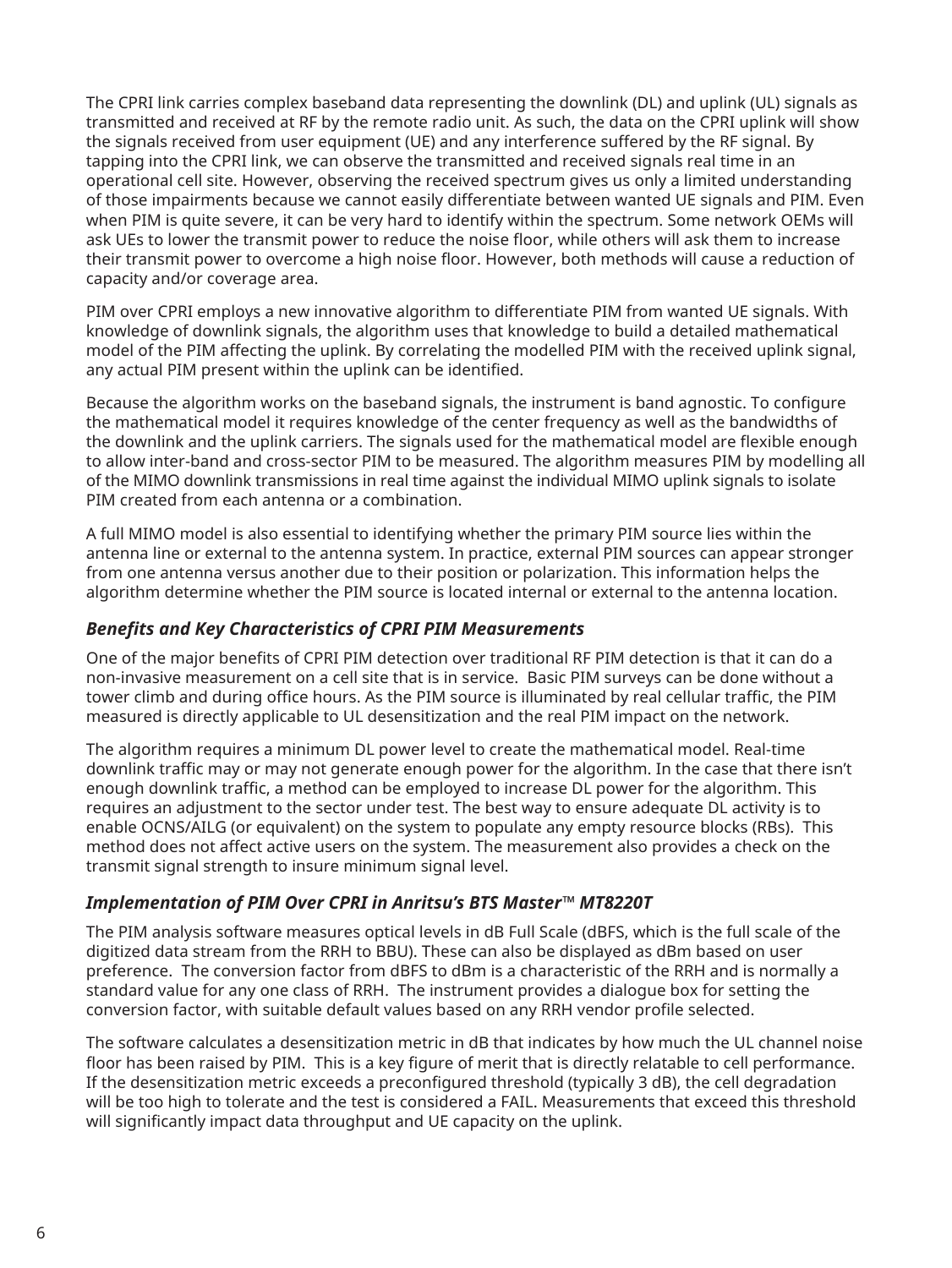The CPRI link carries complex baseband data representing the downlink (DL) and uplink (UL) signals as transmitted and received at RF by the remote radio unit. As such, the data on the CPRI uplink will show the signals received from user equipment (UE) and any interference suffered by the RF signal. By tapping into the CPRI link, we can observe the transmitted and received signals real time in an operational cell site. However, observing the received spectrum gives us only a limited understanding of those impairments because we cannot easily differentiate between wanted UE signals and PIM. Even when PIM is quite severe, it can be very hard to identify within the spectrum. Some network OEMs will ask UEs to lower the transmit power to reduce the noise floor, while others will ask them to increase their transmit power to overcome a high noise floor. However, both methods will cause a reduction of capacity and/or coverage area.

PIM over CPRI employs a new innovative algorithm to differentiate PIM from wanted UE signals. With knowledge of downlink signals, the algorithm uses that knowledge to build a detailed mathematical model of the PIM affecting the uplink. By correlating the modelled PIM with the received uplink signal, any actual PIM present within the uplink can be identified.

Because the algorithm works on the baseband signals, the instrument is band agnostic. To configure the mathematical model it requires knowledge of the center frequency as well as the bandwidths of the downlink and the uplink carriers. The signals used for the mathematical model are flexible enough to allow inter-band and cross-sector PIM to be measured. The algorithm measures PIM by modelling all of the MIMO downlink transmissions in real time against the individual MIMO uplink signals to isolate PIM created from each antenna or a combination.

A full MIMO model is also essential to identifying whether the primary PIM source lies within the antenna line or external to the antenna system. In practice, external PIM sources can appear stronger from one antenna versus another due to their position or polarization. This information helps the algorithm determine whether the PIM source is located internal or external to the antenna location.

### *Benefits and Key Characteristics of CPRI PIM Measurements*

One of the major benefits of CPRI PIM detection over traditional RF PIM detection is that it can do a non-invasive measurement on a cell site that is in service. Basic PIM surveys can be done without a tower climb and during office hours. As the PIM source is illuminated by real cellular traffic, the PIM measured is directly applicable to UL desensitization and the real PIM impact on the network.

The algorithm requires a minimum DL power level to create the mathematical model. Real-time downlink traffic may or may not generate enough power for the algorithm. In the case that there isn't enough downlink traffic, a method can be employed to increase DL power for the algorithm. This requires an adjustment to the sector under test. The best way to ensure adequate DL activity is to enable OCNS/AILG (or equivalent) on the system to populate any empty resource blocks (RBs). This method does not affect active users on the system. The measurement also provides a check on the transmit signal strength to insure minimum signal level.

### *Implementation of PIM Over CPRI in Anritsu's BTS Master™ MT8220T*

The PIM analysis software measures optical levels in dB Full Scale (dBFS, which is the full scale of the digitized data stream from the RRH to BBU). These can also be displayed as dBm based on user preference. The conversion factor from dBFS to dBm is a characteristic of the RRH and is normally a standard value for any one class of RRH. The instrument provides a dialogue box for setting the conversion factor, with suitable default values based on any RRH vendor profile selected.

The software calculates a desensitization metric in dB that indicates by how much the UL channel noise floor has been raised by PIM. This is a key figure of merit that is directly relatable to cell performance. If the desensitization metric exceeds a preconfigured threshold (typically 3 dB), the cell degradation will be too high to tolerate and the test is considered a FAIL. Measurements that exceed this threshold will significantly impact data throughput and UE capacity on the uplink.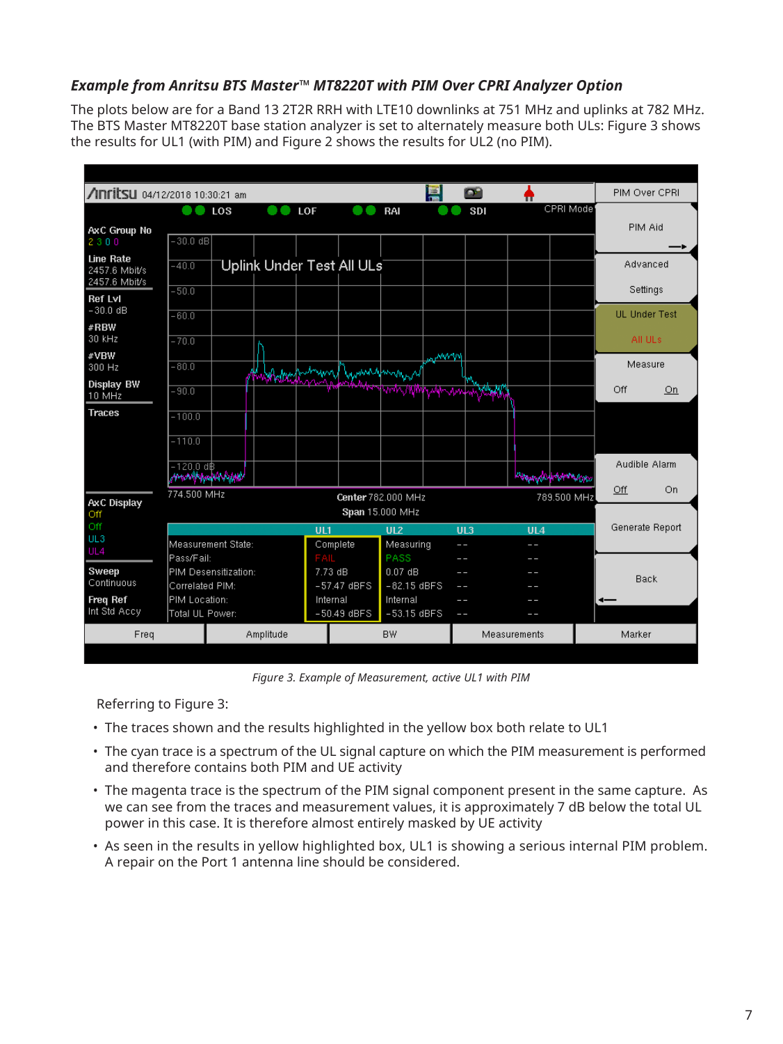### *Example from Anritsu BTS Master™ MT8220T with PIM Over CPRI Analyzer Option*

The plots below are for a Band 13 2T2R RRH with LTE10 downlinks at 751 MHz and uplinks at 782 MHz. The BTS Master MT8220T base station analyzer is set to alternately measure both ULs: Figure 3 shows the results for UL1 (with PIM) and Figure 2 shows the results for UL2 (no PIM).

| | UL1 | UL2 | UL3 | UL4 |
|---|---|---|---|---|
| Measurement State: | Complete | Measuring | -- | -- |
| Pass/Fail: | FAIL | PASS | -- | -- |
| PIM Desensitization: | 7.73 dB | 0.07 dB | -- | -- |
| Correlated PIM: | -57.47 dBFS | -82.15 dBFS | -- | -- |
| PIM Location: | Internal | Internal | -- | -- |
| Total UL Power: | -50.49 dBFS | -53.15 dBFS | -- | -- |

*Figure 3. Example of Measurement, active UL1 with PIM*

Referring to Figure 3:

- The traces shown and the results highlighted in the yellow box both relate to UL1
- The cyan trace is a spectrum of the UL signal capture on which the PIM measurement is performed and therefore contains both PIM and UE activity
- The magenta trace is the spectrum of the PIM signal component present in the same capture. As we can see from the traces and measurement values, it is approximately 7 dB below the total UL power in this case. It is therefore almost entirely masked by UE activity
- As seen in the results in yellow highlighted box, UL1 is showing a serious internal PIM problem. A repair on the Port 1 antenna line should be considered.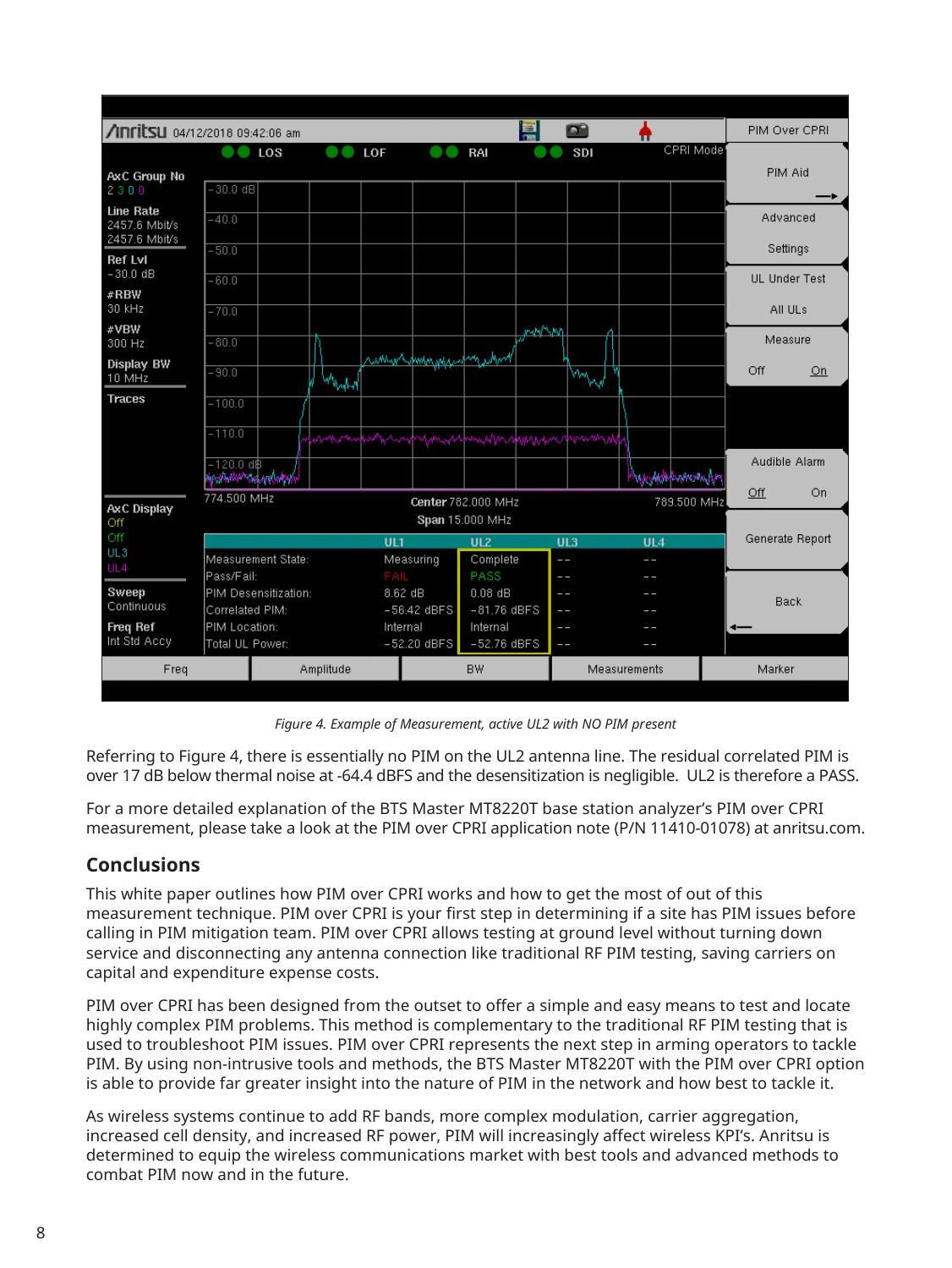*Figure 4. Example of Measurement, active UL2 with NO PIM present*

Referring to Figure 4, there is essentially no PIM on the UL2 antenna line. The residual correlated PIM is over 17 dB below thermal noise at -64.4 dBFS and the desensitization is negligible. UL2 is therefore a PASS.

For a more detailed explanation of the BTS Master MT8220T base station analyzer's PIM over CPRI measurement, please take a look at the PIM over CPRI application note (P/N 11410-01078) at anritsu.com.

## Conclusions

This white paper outlines how PIM over CPRI works and how to get the most of out of this measurement technique. PIM over CPRI is your first step in determining if a site has PIM issues before calling in PIM mitigation team. PIM over CPRI allows testing at ground level without turning down service and disconnecting any antenna connection like traditional RF PIM testing, saving carriers on capital and expenditure expense costs.

PIM over CPRI has been designed from the outset to offer a simple and easy means to test and locate highly complex PIM problems. This method is complementary to the traditional RF PIM testing that is used to troubleshoot PIM issues. PIM over CPRI represents the next step in arming operators to tackle PIM. By using non-intrusive tools and methods, the BTS Master MT8220T with the PIM over CPRI option is able to provide far greater insight into the nature of PIM in the network and how best to tackle it.

As wireless systems continue to add RF bands, more complex modulation, carrier aggregation, increased cell density, and increased RF power, PIM will increasingly affect wireless KPI's. Anritsu is determined to equip the wireless communications market with best tools and advanced methods to combat PIM now and in the future.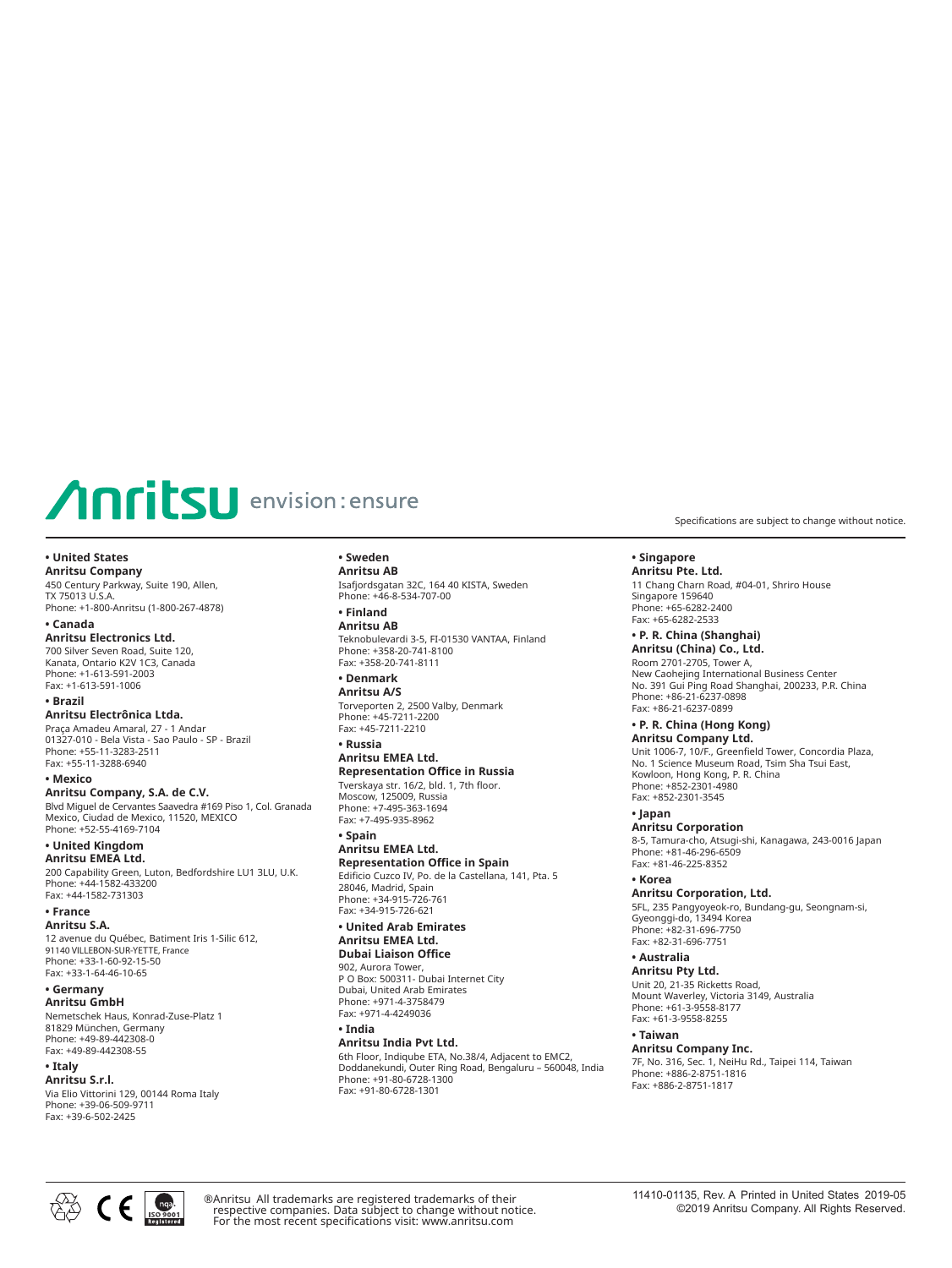Anritsu envision : ensure

Specifications are subject to change without notice.

**• United States**
**Anritsu Company**
450 Century Parkway, Suite 190, Allen,
TX 75013 U.S.A.
Phone: +1-800-Anritsu (1-800-267-4878)

**• Canada**
**Anritsu Electronics Ltd.**
700 Silver Seven Road, Suite 120,
Kanata, Ontario K2V 1C3, Canada
Phone: +1-613-591-2003
Fax: +1-613-591-1006

**• Brazil**
**Anritsu Electrônica Ltda.**
Praça Amadeu Amaral, 27 - 1 Andar
01327-010 - Bela Vista - Sao Paulo - SP - Brazil
Phone: +55-11-3283-2511
Fax: +55-11-3288-6940

**• Mexico**
**Anritsu Company, S.A. de C.V.**
Blvd Miguel de Cervantes Saavedra #169 Piso 1, Col. Granada
Mexico, Ciudad de Mexico, 11520, MEXICO
Phone: +52-55-4169-7104

**• United Kingdom**
**Anritsu EMEA Ltd.**
200 Capability Green, Luton, Bedfordshire LU1 3LU, U.K.
Phone: +44-1582-433200
Fax: +44-1582-731303

**• France**
**Anritsu S.A.**
12 avenue du Québec, Batiment Iris 1-Silic 612,
91140 VILLEBON-SUR-YETTE, France
Phone: +33-1-60-92-15-50
Fax: +33-1-64-46-10-65

**• Germany**
**Anritsu GmbH**
Nemetschek Haus, Konrad-Zuse-Platz 1
81829 München, Germany
Phone: +49-89-442308-0
Fax: +49-89-442308-55

**• Italy**
**Anritsu S.r.l.**
Via Elio Vittorini 129, 00144 Roma Italy
Phone: +39-06-509-9711
Fax: +39-6-502-2425

**• Sweden**
**Anritsu AB**
Isafjordsgatan 32C, 164 40 KISTA, Sweden
Phone: +46-8-534-707-00

**• Finland**
**Anritsu AB**
Teknobulevardi 3-5, FI-01530 VANTAA, Finland
Phone: +358-20-741-8100
Fax: +358-20-741-8111

**• Denmark**
**Anritsu A/S**
Torveporten 2, 2500 Valby, Denmark
Phone: +45-7211-2200
Fax: +45-7211-2210

**• Russia**
**Anritsu EMEA Ltd.**
**Representation Office in Russia**
Tverskaya str. 16/2, bld. 1, 7th floor.
Moscow, 125009, Russia
Phone: +7-495-363-1694
Fax: +7-495-935-8962

**• Spain**
**Anritsu EMEA Ltd.**
**Representation Office in Spain**
Edificio Cuzco IV, Po. de la Castellana, 141, Pta. 5
28046, Madrid, Spain
Phone: +34-915-726-761
Fax: +34-915-726-621

**• United Arab Emirates**
**Anritsu EMEA Ltd.**
**Dubai Liaison Office**
902, Aurora Tower,
P O Box: 500311- Dubai Internet City
Dubai, United Arab Emirates
Phone: +971-4-3758479
Fax: +971-4-4249036

**• India**
**Anritsu India Pvt Ltd.**
6th Floor, Indiqube ETA, No.38/4, Adjacent to EMC2,
Doddanekundi, Outer Ring Road, Bengaluru – 560048, India
Phone: +91-80-6728-1300
Fax: +91-80-6728-1301

**• Singapore**
**Anritsu Pte. Ltd.**
11 Chang Charn Road, #04-01, Shriro House
Singapore 159640
Phone: +65-6282-2400
Fax: +65-6282-2533

**• P. R. China (Shanghai)**
**Anritsu (China) Co., Ltd.**
Room 2701-2705, Tower A,
New Caohejing International Business Center
No. 391 Gui Ping Road Shanghai, 200233, P.R. China
Phone: +86-21-6237-0898
Fax: +86-21-6237-0899

**• P. R. China (Hong Kong)**
**Anritsu Company Ltd.**
Unit 1006-7, 10/F., Greenfield Tower, Concordia Plaza,
No. 1 Science Museum Road, Tsim Sha Tsui East,
Kowloon, Hong Kong, P. R. China
Phone: +852-2301-4980
Fax: +852-2301-3545

**• Japan**
**Anritsu Corporation**
8-5, Tamura-cho, Atsugi-shi, Kanagawa, 243-0016 Japan
Phone: +81-46-296-6509
Fax: +81-46-225-8352

**• Korea**
**Anritsu Corporation, Ltd.**
5FL, 235 Pangyoyeok-ro, Bundang-gu, Seongnam-si,
Gyeonggi-do, 13494 Korea
Phone: +82-31-696-7750
Fax: +82-31-696-7751

**• Australia**
**Anritsu Pty Ltd.**
Unit 20, 21-35 Ricketts Road,
Mount Waverley, Victoria 3149, Australia
Phone: +61-3-9558-8177
Fax: +61-3-9558-8255

**• Taiwan**
**Anritsu Company Inc.**
7F, No. 316, Sec. 1, NeiHu Rd., Taipei 114, Taiwan
Phone: +886-2-8751-1816
Fax: +886-2-8751-1817

®Anritsu All trademarks are registered trademarks of their respective companies. Data subject to change without notice. For the most recent specifications visit: www.anritsu.com

11410-01135, Rev. A Printed in United States 2019-05
©2019 Anritsu Company. All Rights Reserved.